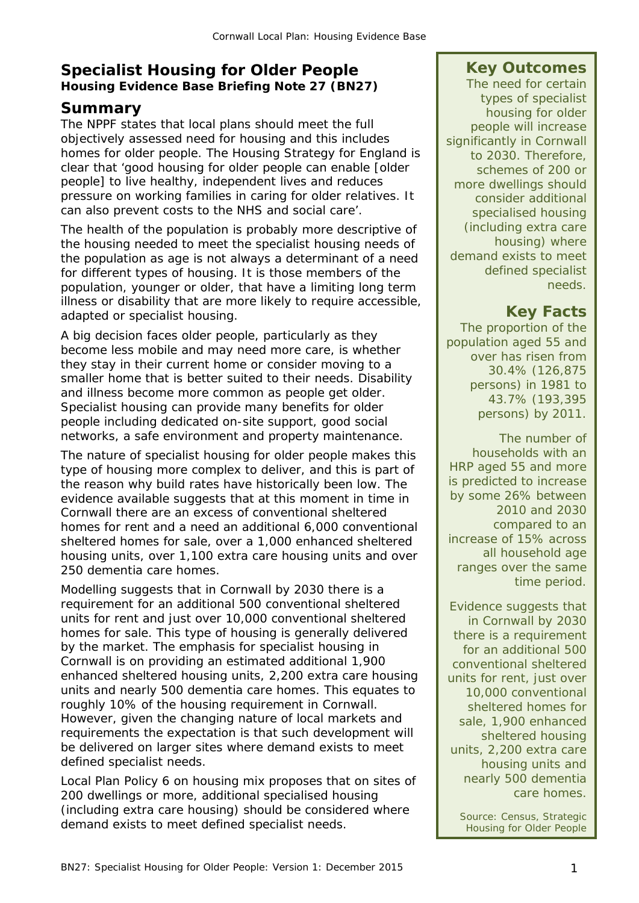# Specialist Housing for Older People

**Housing Evidence Base Briefing Note 27 (BN27)**

## Summary

The NPPF states that local plans should meet the full objectively assessed need for housing and this includes homes for older people. The Housing Strategy for England is clear that 'good housing for older people can enable [older people] to live healthy, independent lives and reduces pressure on working families in caring for older relatives. It can also prevent costs to the NHS and social care'.

The health of the population is probably more descriptive of the housing needed to meet the specialist housing needs of the population as age is not always a determinant of a need for different types of housing. It is those members of the population, younger or older, that have a limiting long term illness or disability that are more likely to require accessible, adapted or specialist housing.

A big decision faces older people, particularly as they become less mobile and may need more care, is whether they stay in their current home or consider moving to a smaller home that is better suited to their needs. Disability and illness become more common as people get older. Specialist housing can provide many benefits for older people including dedicated on-site support, good social networks, a safe environment and property maintenance.

The nature of specialist housing for older people makes this type of housing more complex to deliver, and this is part of the reason why build rates have historically been low. The evidence available suggests that at this moment in time in Cornwall there are an excess of conventional sheltered homes for rent and a need an additional 6,000 conventional sheltered homes for sale, over a 1,000 enhanced sheltered housing units, over 1,100 extra care housing units and over 250 dementia care homes.

Modelling suggests that in Cornwall by 2030 there is a requirement for an additional 500 conventional sheltered units for rent and just over 10,000 conventional sheltered homes for sale. This type of housing is generally delivered by the market. The emphasis for specialist housing in Cornwall is on providing an estimated additional 1,900 enhanced sheltered housing units, 2,200 extra care housing units and nearly 500 dementia care homes. This equates to roughly 10% of the housing requirement in Cornwall. However, given the changing nature of local markets and requirements the expectation is that such development will be delivered on larger sites where demand exists to meet defined specialist needs.

Local Plan Policy 6 on housing mix proposes that on sites of 200 dwellings or more, additional specialised housing (including extra care housing) should be considered where demand exists to meet defined specialist needs.

## Key Outcomes

The need for certain types of specialist housing for older people will increase significantly in Cornwall to 2030. Therefore, schemes of 200 or more dwellings should consider additional specialised housing (including extra care housing) where demand exists to meet defined specialist needs.

## Key Facts

The proportion of the population aged 55 and over has risen from 30.4% (126,875 persons) in 1981 to 43.7% (193,395 persons) by 2011.

The number of households with an HRP aged 55 and more is predicted to increase by some 26% between 2010 and 2030 compared to an increase of 15% across all household age ranges over the same time period.

Evidence suggests that in Cornwall by 2030 there is a requirement for an additional 500 conventional sheltered units for rent, just over 10,000 conventional sheltered homes for sale, 1,900 enhanced sheltered housing units, 2,200 extra care housing units and nearly 500 dementia care homes.

Source: Census, Strategic Housing for Older People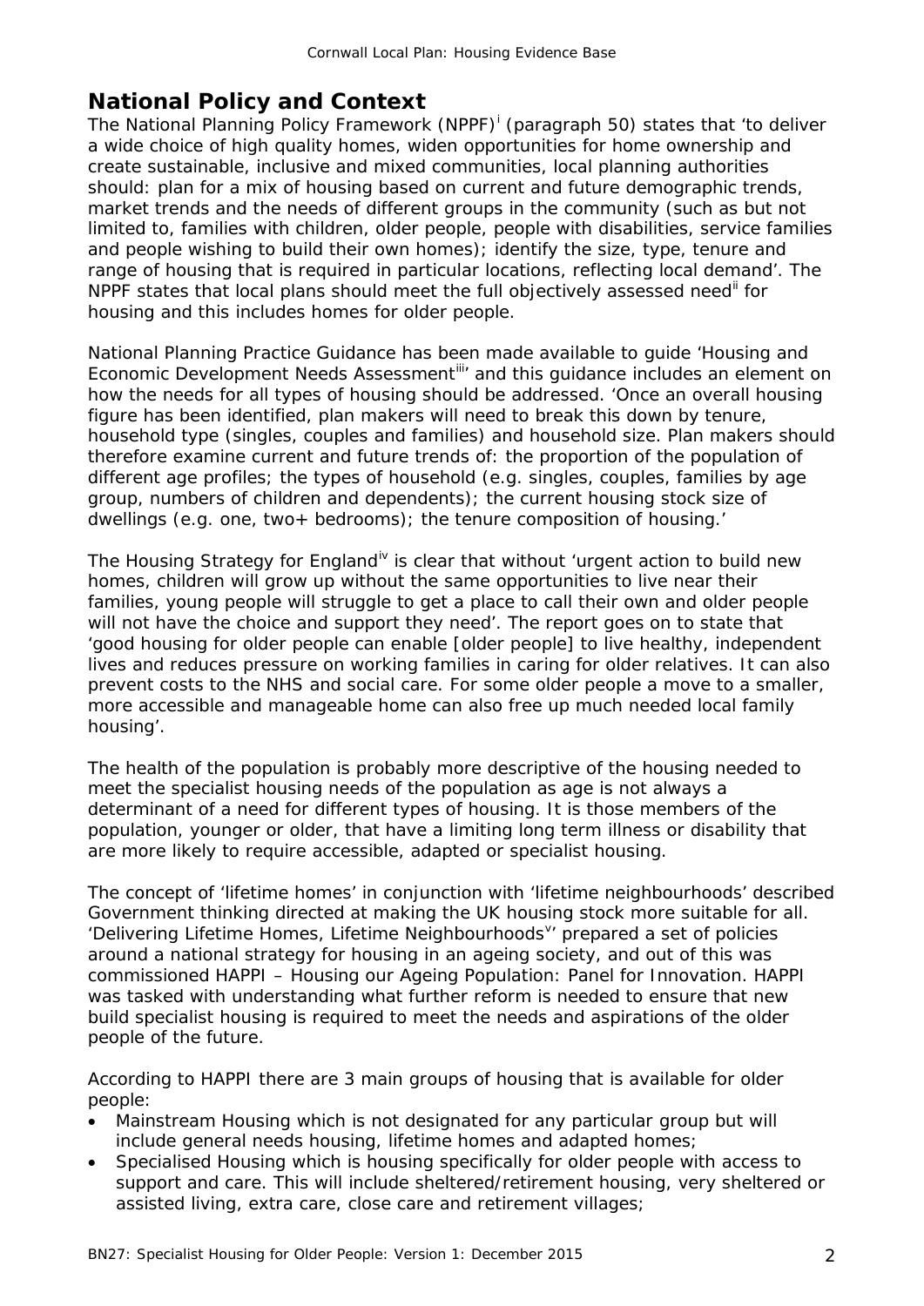## National Policy and Context

The National Planning Policy Framework (NPPF)[i] (paragraph 50) states that 'to deliver a wide choice of high quality homes, widen opportunities for home ownership and create sustainable, inclusive and mixed communities, local planning authorities should: plan for a mix of housing based on current and future demographic trends, market trends and the needs of different groups in the community (such as but not limited to, families with children, older people, people with disabilities, service families and people wishing to build their own homes); identify the size, type, tenure and range of housing that is required in particular locations, reflecting local demand'. The NPPF states that local plans should meet the full objectively assessed need[ii] for housing and this includes homes for older people.

National Planning Practice Guidance has been made available to guide 'Housing and Economic Development Needs Assessment[iii]' and this guidance includes an element on how the needs for all types of housing should be addressed. 'Once an overall housing figure has been identified, plan makers will need to break this down by tenure, household type (singles, couples and families) and household size. Plan makers should therefore examine current and future trends of: the proportion of the population of different age profiles; the types of household (e.g. singles, couples, families by age group, numbers of children and dependents); the current housing stock size of dwellings (e.g. one, two+ bedrooms); the tenure composition of housing.'

The Housing Strategy for England[iv] is clear that without 'urgent action to build new homes, children will grow up without the same opportunities to live near their families, young people will struggle to get a place to call their own and older people will not have the choice and support they need'. The report goes on to state that 'good housing for older people can enable [older people] to live healthy, independent lives and reduces pressure on working families in caring for older relatives. It can also prevent costs to the NHS and social care. For some older people a move to a smaller, more accessible and manageable home can also free up much needed local family housing'.

The health of the population is probably more descriptive of the housing needed to meet the specialist housing needs of the population as age is not always a determinant of a need for different types of housing. It is those members of the population, younger or older, that have a limiting long term illness or disability that are more likely to require accessible, adapted or specialist housing.

The concept of 'lifetime homes' in conjunction with 'lifetime neighbourhoods' described Government thinking directed at making the UK housing stock more suitable for all. 'Delivering Lifetime Homes, Lifetime Neighbourhoods[v]' prepared a set of policies around a national strategy for housing in an ageing society, and out of this was commissioned HAPPI – Housing our Ageing Population: Panel for Innovation. HAPPI was tasked with understanding what further reform is needed to ensure that new build specialist housing is required to meet the needs and aspirations of the older people of the future.

According to HAPPI there are 3 main groups of housing that is available for older people:

- Mainstream Housing which is not designated for any particular group but will include general needs housing, lifetime homes and adapted homes;
- Specialised Housing which is housing specifically for older people with access to support and care. This will include sheltered/retirement housing, very sheltered or assisted living, extra care, close care and retirement villages;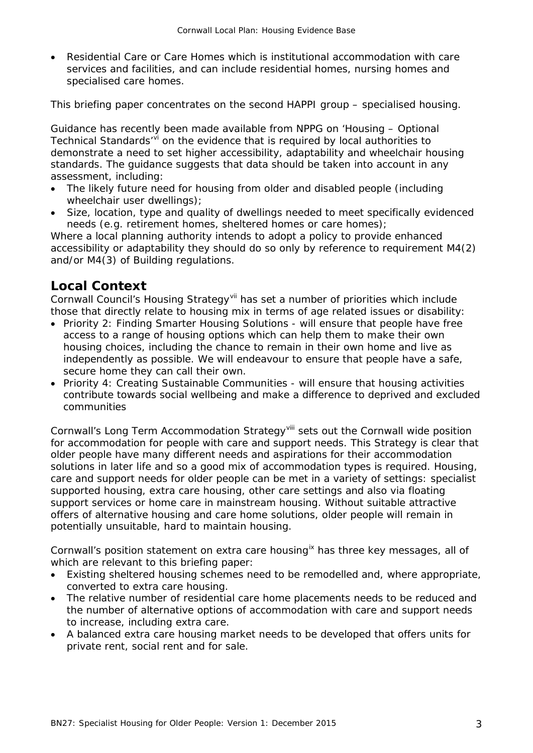- Residential Care or Care Homes which is institutional accommodation with care services and facilities, and can include residential homes, nursing homes and specialised care homes.

This briefing paper concentrates on the second HAPPI group – specialised housing.

Guidance has recently been made available from NPPG on 'Housing – Optional Technical Standards'[vi] on the evidence that is required by local authorities to demonstrate a need to set higher accessibility, adaptability and wheelchair housing standards. The guidance suggests that data should be taken into account in any assessment, including:

- The likely future need for housing from older and disabled people (including wheelchair user dwellings);
- Size, location, type and quality of dwellings needed to meet specifically evidenced needs (e.g. retirement homes, sheltered homes or care homes);

Where a local planning authority intends to adopt a policy to provide enhanced accessibility or adaptability they should do so only by reference to requirement M4(2) and/or M4(3) of Building regulations.

## Local Context

Cornwall Council's Housing Strategy[vii] has set a number of priorities which include those that directly relate to housing mix in terms of age related issues or disability:

- Priority 2: Finding Smarter Housing Solutions - will ensure that people have free access to a range of housing options which can help them to make their own housing choices, including the chance to remain in their own home and live as independently as possible. We will endeavour to ensure that people have a safe, secure home they can call their own.
- Priority 4: Creating Sustainable Communities - will ensure that housing activities contribute towards social wellbeing and make a difference to deprived and excluded communities

Cornwall's Long Term Accommodation Strategy[viii] sets out the Cornwall wide position for accommodation for people with care and support needs. This Strategy is clear that older people have many different needs and aspirations for their accommodation solutions in later life and so a good mix of accommodation types is required. Housing, care and support needs for older people can be met in a variety of settings: specialist supported housing, extra care housing, other care settings and also via floating support services or home care in mainstream housing. Without suitable attractive offers of alternative housing and care home solutions, older people will remain in potentially unsuitable, hard to maintain housing.

Cornwall's position statement on extra care housing[ix] has three key messages, all of which are relevant to this briefing paper:

- Existing sheltered housing schemes need to be remodelled and, where appropriate, converted to extra care housing.
- The relative number of residential care home placements needs to be reduced and the number of alternative options of accommodation with care and support needs to increase, including extra care.
- A balanced extra care housing market needs to be developed that offers units for private rent, social rent and for sale.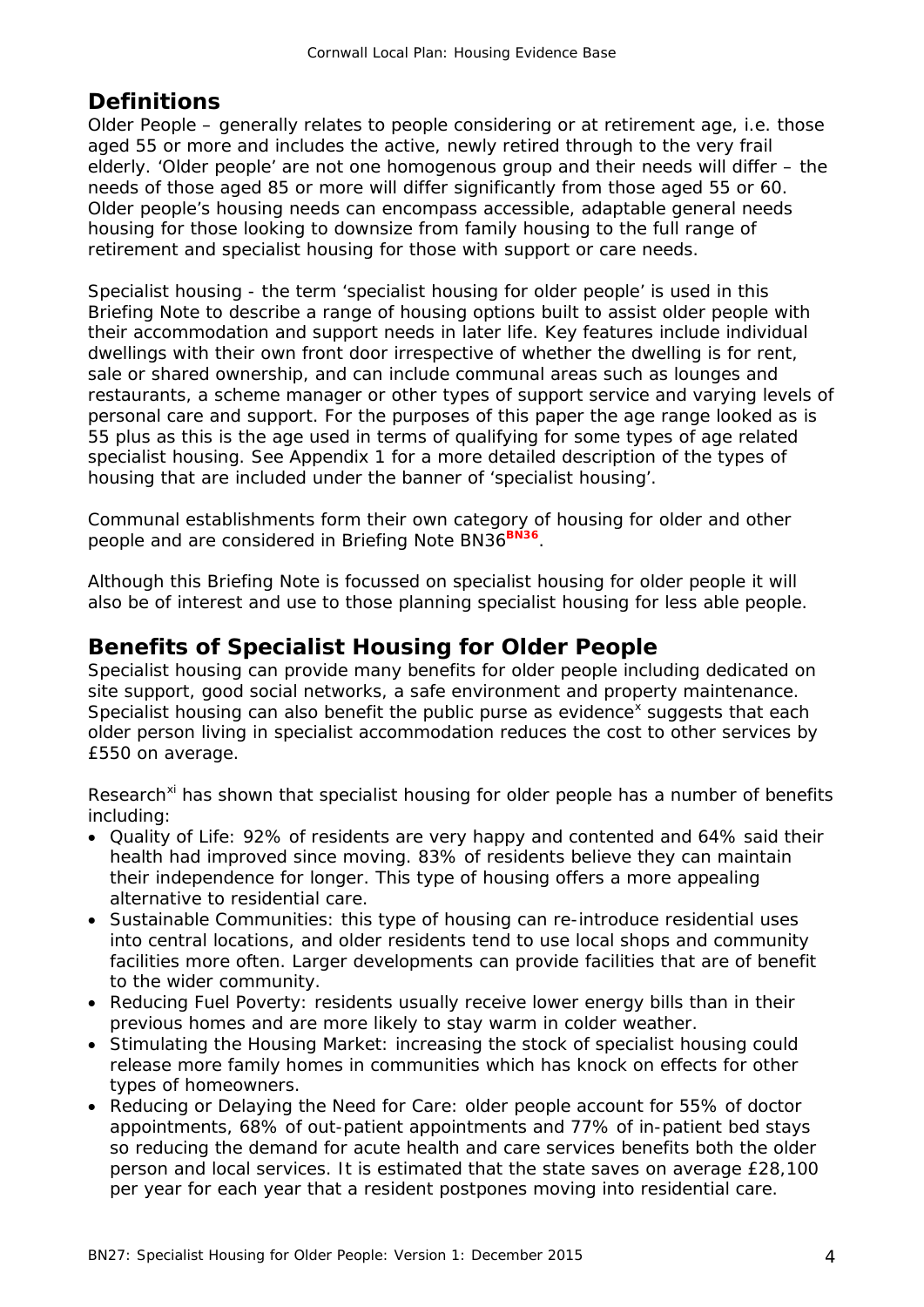## Definitions

Older People – generally relates to people considering or at retirement age, i.e. those aged 55 or more and includes the active, newly retired through to the very frail elderly. 'Older people' are not one homogenous group and their needs will differ – the needs of those aged 85 or more will differ significantly from those aged 55 or 60. Older people's housing needs can encompass accessible, adaptable general needs housing for those looking to downsize from family housing to the full range of retirement and specialist housing for those with support or care needs.

Specialist housing - the term 'specialist housing for older people' is used in this Briefing Note to describe a range of housing options built to assist older people with their accommodation and support needs in later life. Key features include individual dwellings with their own front door irrespective of whether the dwelling is for rent, sale or shared ownership, and can include communal areas such as lounges and restaurants, a scheme manager or other types of support service and varying levels of personal care and support. For the purposes of this paper the age range looked as is 55 plus as this is the age used in terms of qualifying for some types of age related specialist housing. See Appendix 1 for a more detailed description of the types of housing that are included under the banner of 'specialist housing'.

Communal establishments form their own category of housing for older and other people and are considered in Briefing Note BN36[BN36].

Although this Briefing Note is focussed on specialist housing for older people it will also be of interest and use to those planning specialist housing for less able people.

## Benefits of Specialist Housing for Older People

Specialist housing can provide many benefits for older people including dedicated on site support, good social networks, a safe environment and property maintenance. Specialist housing can also benefit the public purse as evidence[x] suggests that each older person living in specialist accommodation reduces the cost to other services by £550 on average.

Research[xi] has shown that specialist housing for older people has a number of benefits including:

- Quality of Life: 92% of residents are very happy and contented and 64% said their health had improved since moving. 83% of residents believe they can maintain their independence for longer. This type of housing offers a more appealing alternative to residential care.
- Sustainable Communities: this type of housing can re-introduce residential uses into central locations, and older residents tend to use local shops and community facilities more often. Larger developments can provide facilities that are of benefit to the wider community.
- Reducing Fuel Poverty: residents usually receive lower energy bills than in their previous homes and are more likely to stay warm in colder weather.
- Stimulating the Housing Market: increasing the stock of specialist housing could release more family homes in communities which has knock on effects for other types of homeowners.
- Reducing or Delaying the Need for Care: older people account for 55% of doctor appointments, 68% of out-patient appointments and 77% of in-patient bed stays so reducing the demand for acute health and care services benefits both the older person and local services. It is estimated that the state saves on average £28,100 per year for each year that a resident postpones moving into residential care.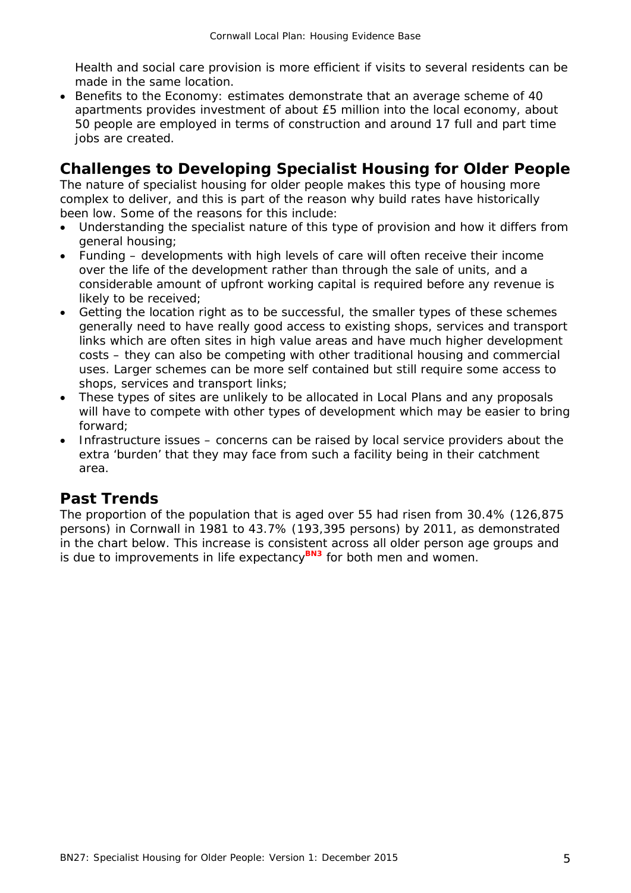Health and social care provision is more efficient if visits to several residents can be made in the same location.
- Benefits to the Economy: estimates demonstrate that an average scheme of 40 apartments provides investment of about £5 million into the local economy, about 50 people are employed in terms of construction and around 17 full and part time jobs are created.

## Challenges to Developing Specialist Housing for Older People

The nature of specialist housing for older people makes this type of housing more complex to deliver, and this is part of the reason why build rates have historically been low. Some of the reasons for this include:

- Understanding the specialist nature of this type of provision and how it differs from general housing;
- Funding – developments with high levels of care will often receive their income over the life of the development rather than through the sale of units, and a considerable amount of upfront working capital is required before any revenue is likely to be received;
- Getting the location right as to be successful, the smaller types of these schemes generally need to have really good access to existing shops, services and transport links which are often sites in high value areas and have much higher development costs – they can also be competing with other traditional housing and commercial uses. Larger schemes can be more self contained but still require some access to shops, services and transport links;
- These types of sites are unlikely to be allocated in Local Plans and any proposals will have to compete with other types of development which may be easier to bring forward;
- Infrastructure issues – concerns can be raised by local service providers about the extra 'burden' that they may face from such a facility being in their catchment area.

## Past Trends

The proportion of the population that is aged over 55 had risen from 30.4% (126,875 persons) in Cornwall in 1981 to 43.7% (193,395 persons) by 2011, as demonstrated in the chart below. This increase is consistent across all older person age groups and is due to improvements in life expectancy[BN3] for both men and women.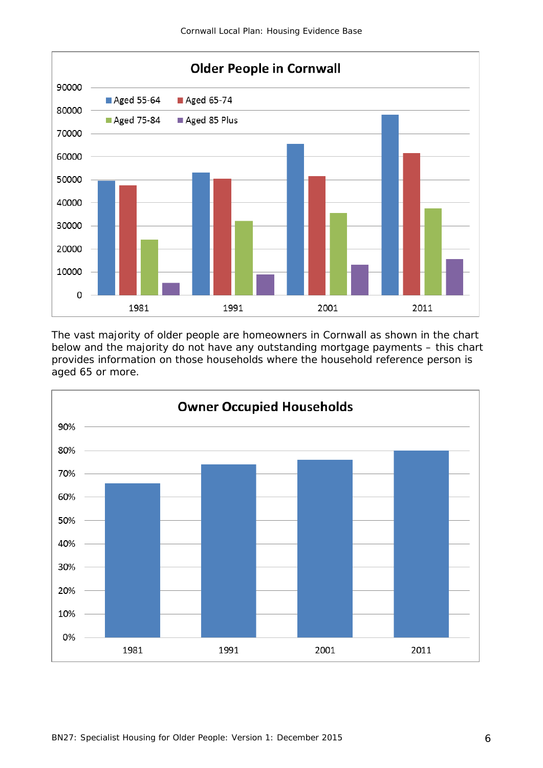**Older People in Cornwall**

| | Aged 55-64 | Aged 65-74 | Aged 75-84 | Aged 85 Plus |
|---|---|---|---|---|
| 1981 | 49500 | 47500 | 24000 | 5300 |
| 1991 | 53000 | 50500 | 32000 | 9000 |
| 2001 | 65500 | 51500 | 35500 | 13000 |
| 2011 | 78000 | 61500 | 37500 | 15500 |

The vast majority of older people are homeowners in Cornwall as shown in the chart below and the majority do not have any outstanding mortgage payments – this chart provides information on those households where the household reference person is aged 65 or more.

**Owner Occupied Households**

| Year | Owner Occupied Households |
|---|---|
| 1981 | 66% |
| 1991 | 74% |
| 2001 | 76% |
| 2011 | 80% |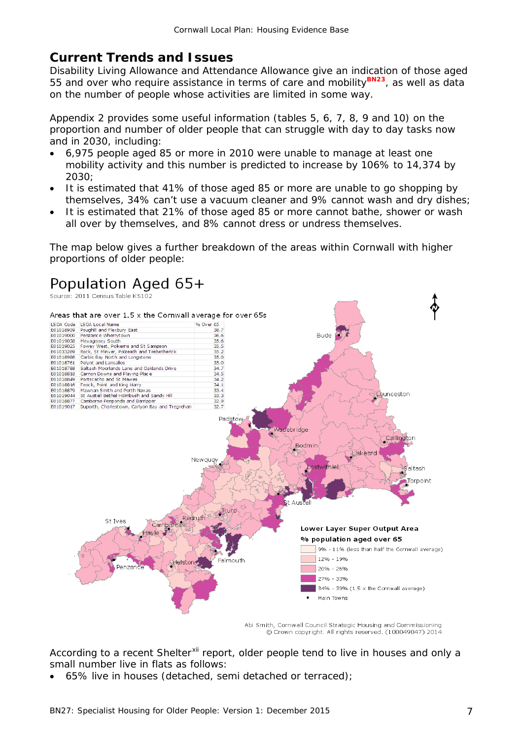## Current Trends and Issues

Disability Living Allowance and Attendance Allowance give an indication of those aged 55 and over who require assistance in terms of care and mobility[BN23], as well as data on the number of people whose activities are limited in some way.

Appendix 2 provides some useful information (tables 5, 6, 7, 8, 9 and 10) on the proportion and number of older people that can struggle with day to day tasks now and in 2030, including:

- 6,975 people aged 85 or more in 2010 were unable to manage at least one mobility activity and this number is predicted to increase by 106% to 14,374 by 2030;
- It is estimated that 41% of those aged 85 or more are unable to go shopping by themselves, 34% can't use a vacuum cleaner and 9% cannot wash and dry dishes;
- It is estimated that 21% of those aged 85 or more cannot bathe, shower or wash all over by themselves, and 8% cannot dress or undress themselves.

The map below gives a further breakdown of the areas within Cornwall with higher proportions of older people:

# Population Aged 65+

Source: 2011 Census Table KS102

Areas that are over 1.5 x the Cornwall average for over 65s

| LSOA Code | LSOA Local Name | % Over 65 |
|---|---|---|
| E01018959 | Poughill and Flexbury East | 38.7 |
| E01019000 | Penzance Wherrytown | 36.6 |
| E01019038 | Mevagissey South | 35.6 |
| E01019025 | Fowey West, Polkerris and St Sampson | 35.5 |
| E01033289 | Rock, St Minver, Polzeath and Trebetherick | 35.2 |
| E01018986 | Carbis Bay North and Longstone | 35.0 |
| E01018761 | Pelynt and Lansallos | 35.0 |
| E01018788 | Saltash Moorlands Lane and Oaklands Drive | 34.7 |
| E01018818 | Carnon Downs and Playing Place | 34.5 |
| E01018849 | Portscatho and St Mawes | 34.2 |
| E01018816 | Feock, Point and King Harry | 34.1 |
| E01018879 | Mawnan Smith and Porth Navas | 33.4 |
| E01019044 | St Austell Bethel Holmbush and Sandy Hill | 33.3 |
| E01018877 | Camborne Penponds and Barripper | 32.9 |
| E01019017 | Duporth, Charlestown, Carlyon Bay and Tregrehan | 32.7 |

Lower Layer Super Output Area
% population aged over 65

- 9% - 11% (less than half the Cornwall average)
- 12% - 19%
- 20% - 26%
- 27% - 33%
- 34% - 39% (1.5 x the Cornwall average)
- Main Towns

Abi Smith, Cornwall Council Strategic Housing and Commissioning
© Crown copyright. All rights reserved. (100049047) 2014

According to a recent Shelter[xii] report, older people tend to live in houses and only a small number live in flats as follows:

- 65% live in houses (detached, semi detached or terraced);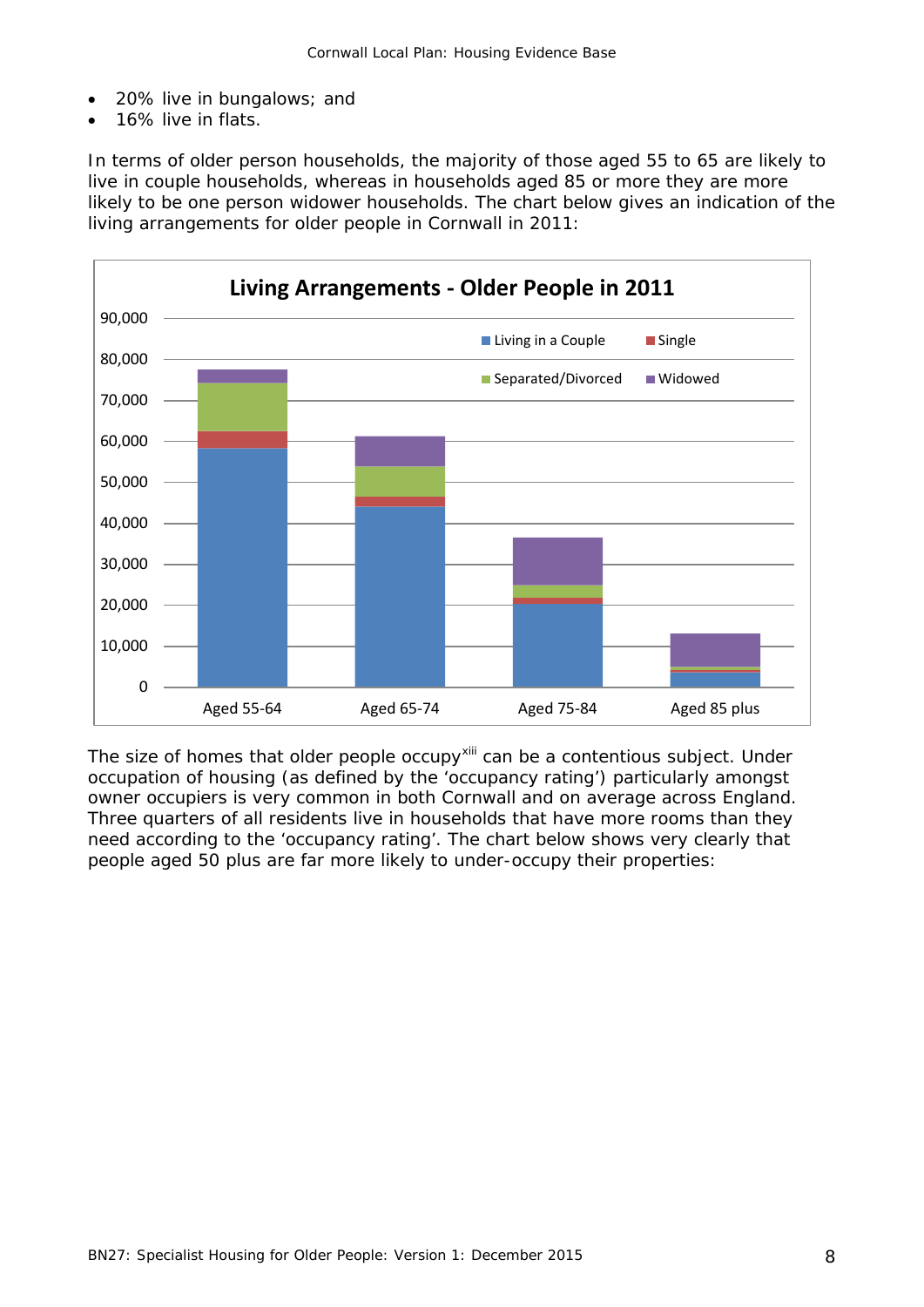- 20% live in bungalows; and
- 16% live in flats.

In terms of older person households, the majority of those aged 55 to 65 are likely to live in couple households, whereas in households aged 85 or more they are more likely to be one person widower households. The chart below gives an indication of the living arrangements for older people in Cornwall in 2011:

The size of homes that older people occupy[xiii] can be a contentious subject. Under occupation of housing (as defined by the 'occupancy rating') particularly amongst owner occupiers is very common in both Cornwall and on average across England. Three quarters of all residents live in households that have more rooms than they need according to the 'occupancy rating'. The chart below shows very clearly that people aged 50 plus are far more likely to under-occupy their properties: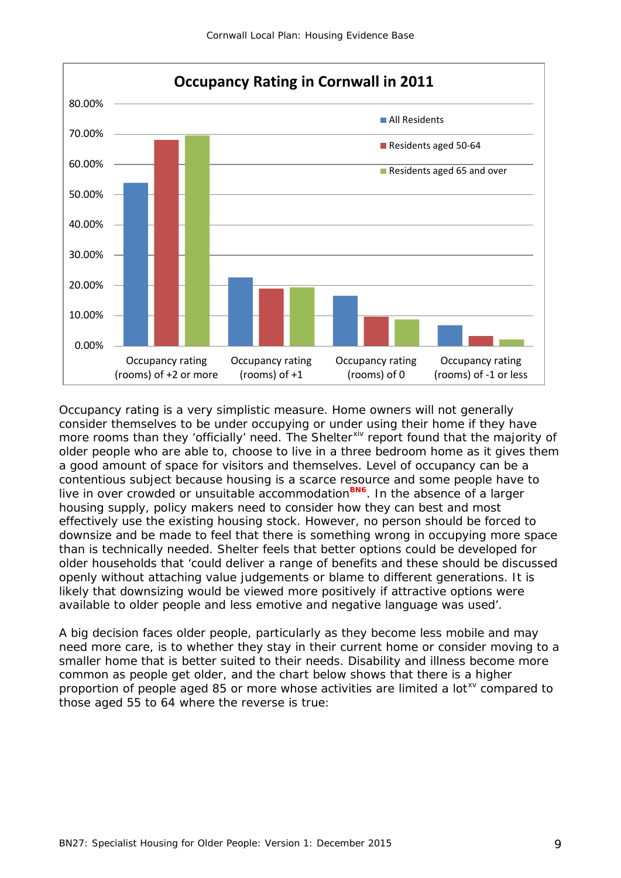**Occupancy Rating in Cornwall in 2011**

Occupancy rating is a very simplistic measure. Home owners will not generally consider themselves to be under occupying or under using their home if they have more rooms than they 'officially' need. The Shelter[xiv] report found that the majority of older people who are able to, choose to live in a three bedroom home as it gives them a good amount of space for visitors and themselves. Level of occupancy can be a contentious subject because housing is a scarce resource and some people have to live in over crowded or unsuitable accommodation[BN6]. In the absence of a larger housing supply, policy makers need to consider how they can best and most effectively use the existing housing stock. However, no person should be forced to downsize and be made to feel that there is something wrong in occupying more space than is technically needed. Shelter feels that better options could be developed for older households that 'could deliver a range of benefits and these should be discussed openly without attaching value judgements or blame to different generations. It is likely that downsizing would be viewed more positively if attractive options were available to older people and less emotive and negative language was used'.

A big decision faces older people, particularly as they become less mobile and may need more care, is to whether they stay in their current home or consider moving to a smaller home that is better suited to their needs. Disability and illness become more common as people get older, and the chart below shows that there is a higher proportion of people aged 85 or more whose activities are limited a lot[xv] compared to those aged 55 to 64 where the reverse is true: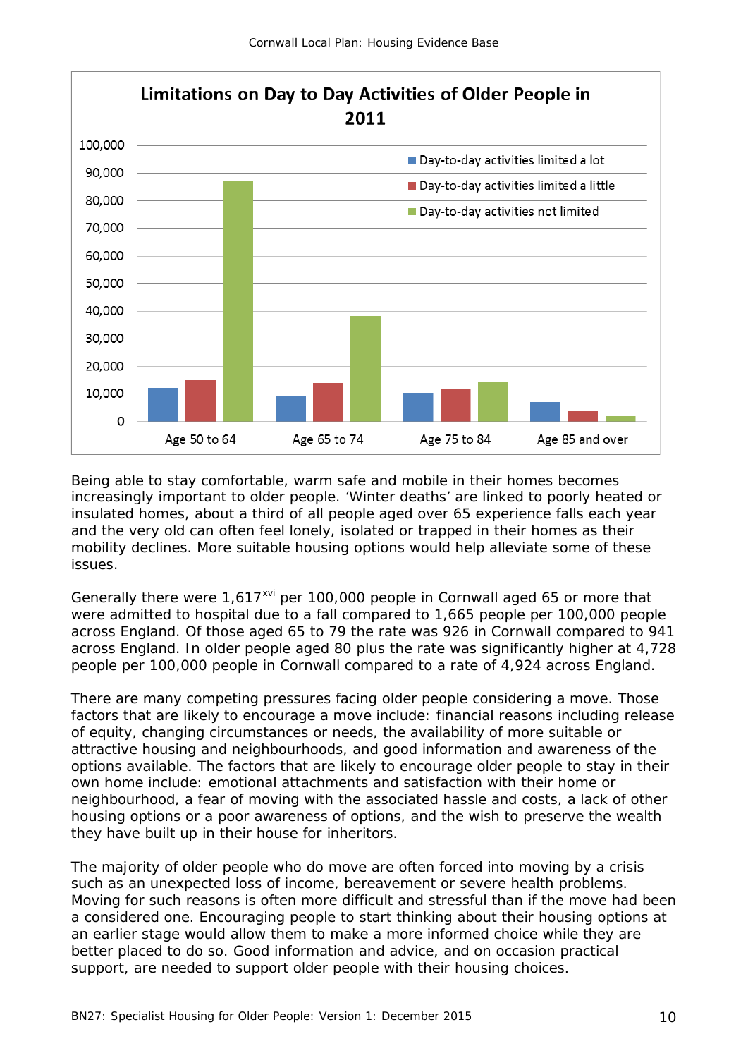**Limitations on Day to Day Activities of Older People in 2011**

Being able to stay comfortable, warm safe and mobile in their homes becomes increasingly important to older people. 'Winter deaths' are linked to poorly heated or insulated homes, about a third of all people aged over 65 experience falls each year and the very old can often feel lonely, isolated or trapped in their homes as their mobility declines. More suitable housing options would help alleviate some of these issues.

Generally there were 1,617[xvi] per 100,000 people in Cornwall aged 65 or more that were admitted to hospital due to a fall compared to 1,665 people per 100,000 people across England. Of those aged 65 to 79 the rate was 926 in Cornwall compared to 941 across England. In older people aged 80 plus the rate was significantly higher at 4,728 people per 100,000 people in Cornwall compared to a rate of 4,924 across England.

There are many competing pressures facing older people considering a move. Those factors that are likely to encourage a move include: financial reasons including release of equity, changing circumstances or needs, the availability of more suitable or attractive housing and neighbourhoods, and good information and awareness of the options available. The factors that are likely to encourage older people to stay in their own home include: emotional attachments and satisfaction with their home or neighbourhood, a fear of moving with the associated hassle and costs, a lack of other housing options or a poor awareness of options, and the wish to preserve the wealth they have built up in their house for inheritors.

The majority of older people who do move are often forced into moving by a crisis such as an unexpected loss of income, bereavement or severe health problems. Moving for such reasons is often more difficult and stressful than if the move had been a considered one. Encouraging people to start thinking about their housing options at an earlier stage would allow them to make a more informed choice while they are better placed to do so. Good information and advice, and on occasion practical support, are needed to support older people with their housing choices.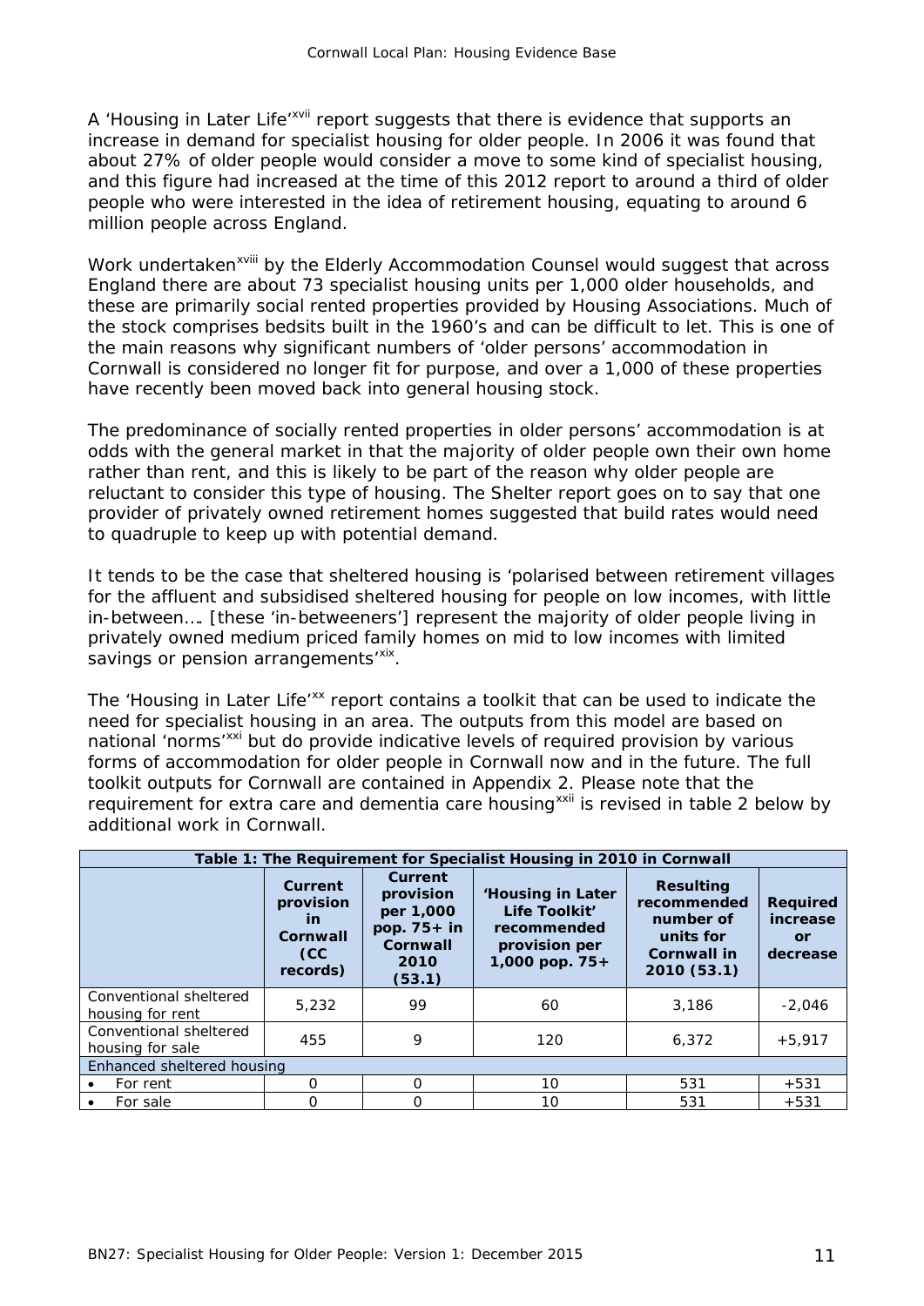A 'Housing in Later Life'[xvii] report suggests that there is evidence that supports an increase in demand for specialist housing for older people. In 2006 it was found that about 27% of older people would consider a move to some kind of specialist housing, and this figure had increased at the time of this 2012 report to around a third of older people who were interested in the idea of retirement housing, equating to around 6 million people across England.

Work undertaken[xviii] by the Elderly Accommodation Counsel would suggest that across England there are about 73 specialist housing units per 1,000 older households, and these are primarily social rented properties provided by Housing Associations. Much of the stock comprises bedsits built in the 1960's and can be difficult to let. This is one of the main reasons why significant numbers of 'older persons' accommodation in Cornwall is considered no longer fit for purpose, and over a 1,000 of these properties have recently been moved back into general housing stock.

The predominance of socially rented properties in older persons' accommodation is at odds with the general market in that the majority of older people own their own home rather than rent, and this is likely to be part of the reason why older people are reluctant to consider this type of housing. The Shelter report goes on to say that one provider of privately owned retirement homes suggested that build rates would need to quadruple to keep up with potential demand.

It tends to be the case that sheltered housing is 'polarised between retirement villages for the affluent and subsidised sheltered housing for people on low incomes, with little in-between…. [these 'in-betweeners'] represent the majority of older people living in privately owned medium priced family homes on mid to low incomes with limited savings or pension arrangements'[xix].

The 'Housing in Later Life'[xx] report contains a toolkit that can be used to indicate the need for specialist housing in an area. The outputs from this model are based on national 'norms'[xxi] but do provide indicative levels of required provision by various forms of accommodation for older people in Cornwall now and in the future. The full toolkit outputs for Cornwall are contained in Appendix 2. Please note that the requirement for extra care and dementia care housing[xxii] is revised in table 2 below by additional work in Cornwall.

**Table 1: The Requirement for Specialist Housing in 2010 in Cornwall**

| | Current provision in Cornwall (CC records) | Current provision per 1,000 pop. 75+ in Cornwall 2010 (53.1) | 'Housing in Later Life Toolkit' recommended provision per 1,000 pop. 75+ | Resulting recommended number of units for Cornwall in 2010 (53.1) | Required increase or decrease |
|---|---|---|---|---|---|
| Conventional sheltered housing for rent | 5,232 | 99 | 60 | 3,186 | -2,046 |
| Conventional sheltered housing for sale | 455 | 9 | 120 | 6,372 | +5,917 |
| Enhanced sheltered housing | | | | | |
| • For rent | 0 | 0 | 10 | 531 | +531 |
| • For sale | 0 | 0 | 10 | 531 | +531 |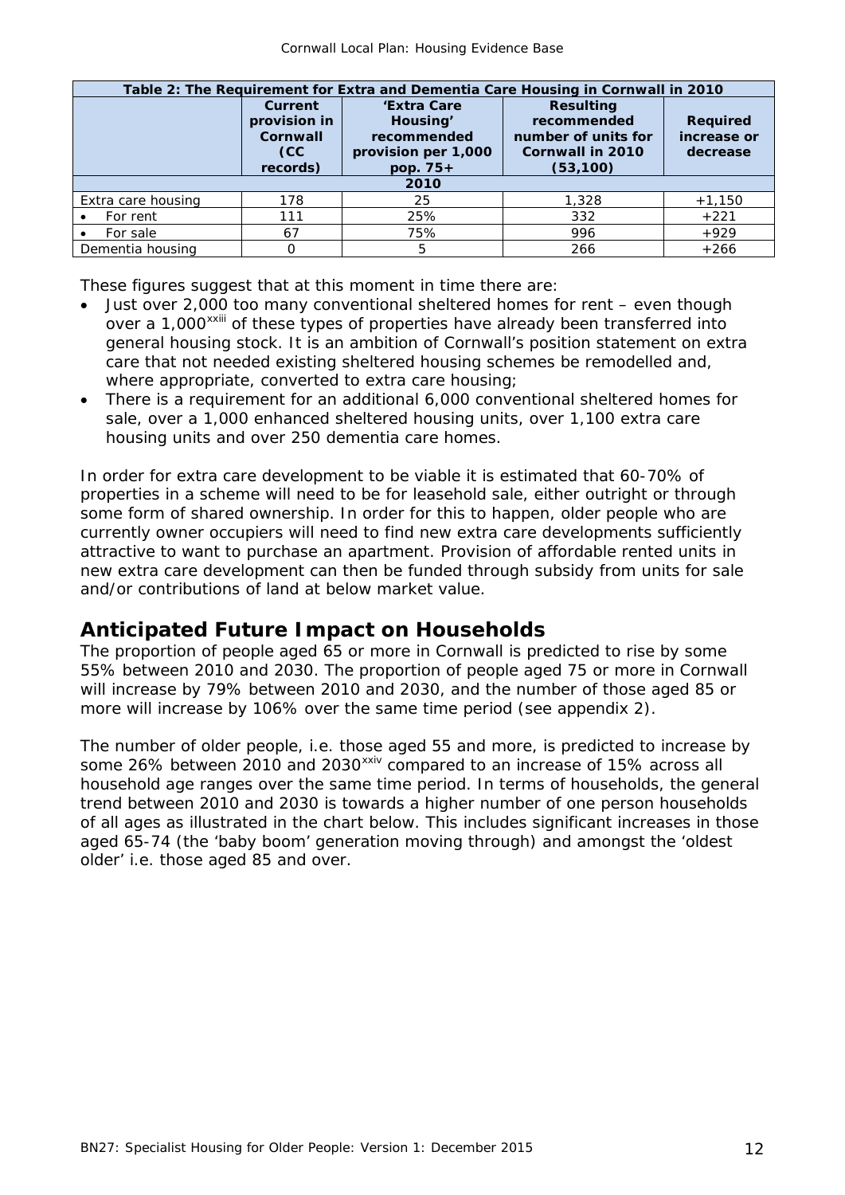| Table 2: The Requirement for Extra and Dementia Care Housing in Cornwall in 2010 | | | | |
|---|---|---|---|---|
| | **Current provision in Cornwall (CC records)** | **'Extra Care Housing' recommended provision per 1,000 pop. 75+** | **Resulting recommended number of units for Cornwall in 2010 (53,100)** | **Required increase or decrease** |
| **2010** | | | | |
| Extra care housing | 178 | 25 | 1,328 | +1,150 |
| • For rent | 111 | 25% | 332 | +221 |
| • For sale | 67 | 75% | 996 | +929 |
| Dementia housing | 0 | 5 | 266 | +266 |

These figures suggest that at this moment in time there are:

- Just over 2,000 too many conventional sheltered homes for rent – even though over a 1,000[xxiii] of these types of properties have already been transferred into general housing stock. It is an ambition of Cornwall's position statement on extra care that not needed existing sheltered housing schemes be remodelled and, where appropriate, converted to extra care housing;
- There is a requirement for an additional 6,000 conventional sheltered homes for sale, over a 1,000 enhanced sheltered housing units, over 1,100 extra care housing units and over 250 dementia care homes.

In order for extra care development to be viable it is estimated that 60-70% of properties in a scheme will need to be for leasehold sale, either outright or through some form of shared ownership. In order for this to happen, older people who are currently owner occupiers will need to find new extra care developments sufficiently attractive to want to purchase an apartment. Provision of affordable rented units in new extra care development can then be funded through subsidy from units for sale and/or contributions of land at below market value.

## Anticipated Future Impact on Households

The proportion of people aged 65 or more in Cornwall is predicted to rise by some 55% between 2010 and 2030. The proportion of people aged 75 or more in Cornwall will increase by 79% between 2010 and 2030, and the number of those aged 85 or more will increase by 106% over the same time period (see appendix 2).

The number of older people, i.e. those aged 55 and more, is predicted to increase by some 26% between 2010 and 2030[xxiv] compared to an increase of 15% across all household age ranges over the same time period. In terms of households, the general trend between 2010 and 2030 is towards a higher number of one person households of all ages as illustrated in the chart below. This includes significant increases in those aged 65-74 (the 'baby boom' generation moving through) and amongst the 'oldest older' i.e. those aged 85 and over.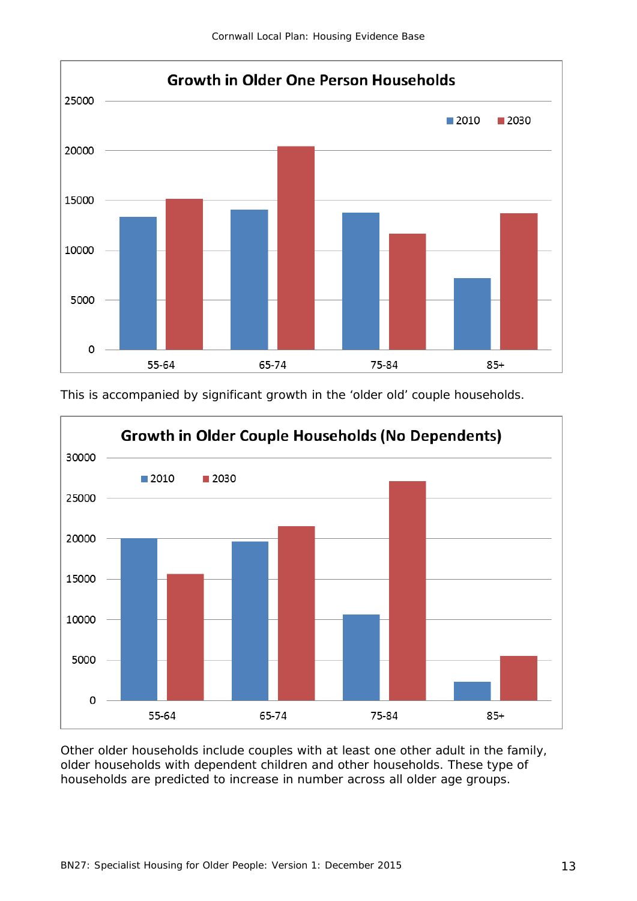**Growth in Older One Person Households**

This is accompanied by significant growth in the 'older old' couple households.

**Growth in Older Couple Households (No Dependents)**

Other older households include couples with at least one other adult in the family, older households with dependent children and other households. These type of households are predicted to increase in number across all older age groups.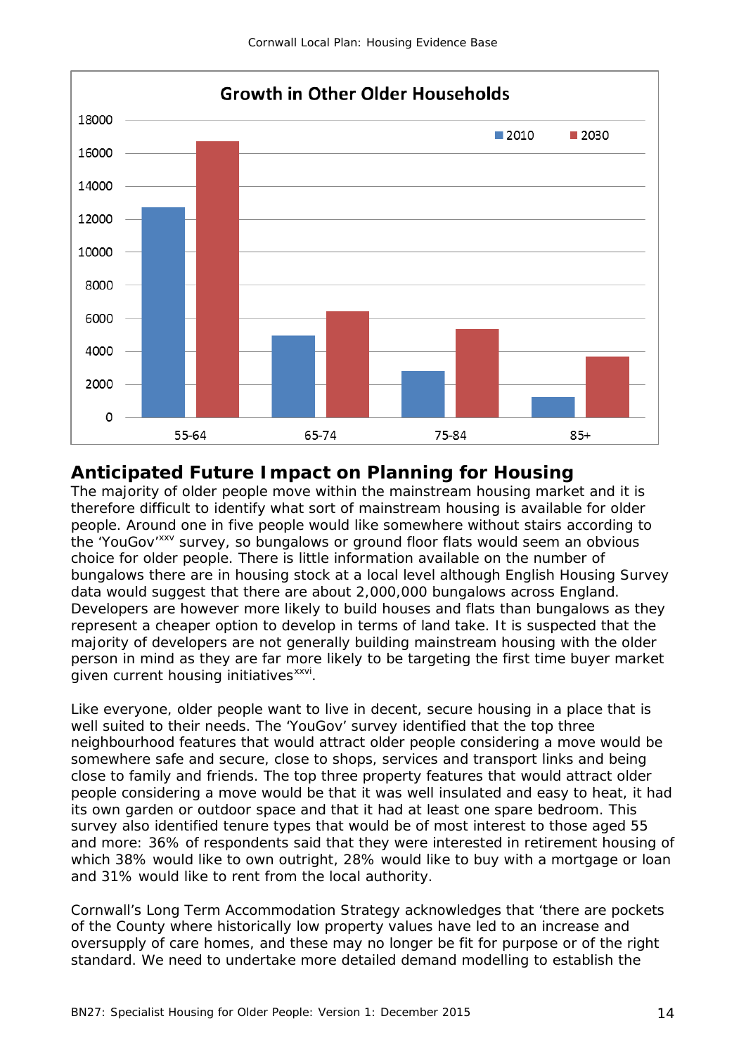**Growth in Other Older Households**

| Age | 2010 | 2030 |
|---|---|---|
| 55-64 | ~12700 | ~16700 |
| 65-74 | ~4900 | ~6400 |
| 75-84 | ~2800 | ~5300 |
| 85+ | ~1200 | ~3600 |

## Anticipated Future Impact on Planning for Housing

The majority of older people move within the mainstream housing market and it is therefore difficult to identify what sort of mainstream housing is available for older people. Around one in five people would like somewhere without stairs according to the 'YouGov'[xxv] survey, so bungalows or ground floor flats would seem an obvious choice for older people. There is little information available on the number of bungalows there are in housing stock at a local level although English Housing Survey data would suggest that there are about 2,000,000 bungalows across England. Developers are however more likely to build houses and flats than bungalows as they represent a cheaper option to develop in terms of land take. It is suspected that the majority of developers are not generally building mainstream housing with the older person in mind as they are far more likely to be targeting the first time buyer market given current housing initiatives[xxvi].

Like everyone, older people want to live in decent, secure housing in a place that is well suited to their needs. The 'YouGov' survey identified that the top three neighbourhood features that would attract older people considering a move would be somewhere safe and secure, close to shops, services and transport links and being close to family and friends. The top three property features that would attract older people considering a move would be that it was well insulated and easy to heat, it had its own garden or outdoor space and that it had at least one spare bedroom. This survey also identified tenure types that would be of most interest to those aged 55 and more: 36% of respondents said that they were interested in retirement housing of which 38% would like to own outright, 28% would like to buy with a mortgage or loan and 31% would like to rent from the local authority.

Cornwall's Long Term Accommodation Strategy acknowledges that 'there are pockets of the County where historically low property values have led to an increase and oversupply of care homes, and these may no longer be fit for purpose or of the right standard. We need to undertake more detailed demand modelling to establish the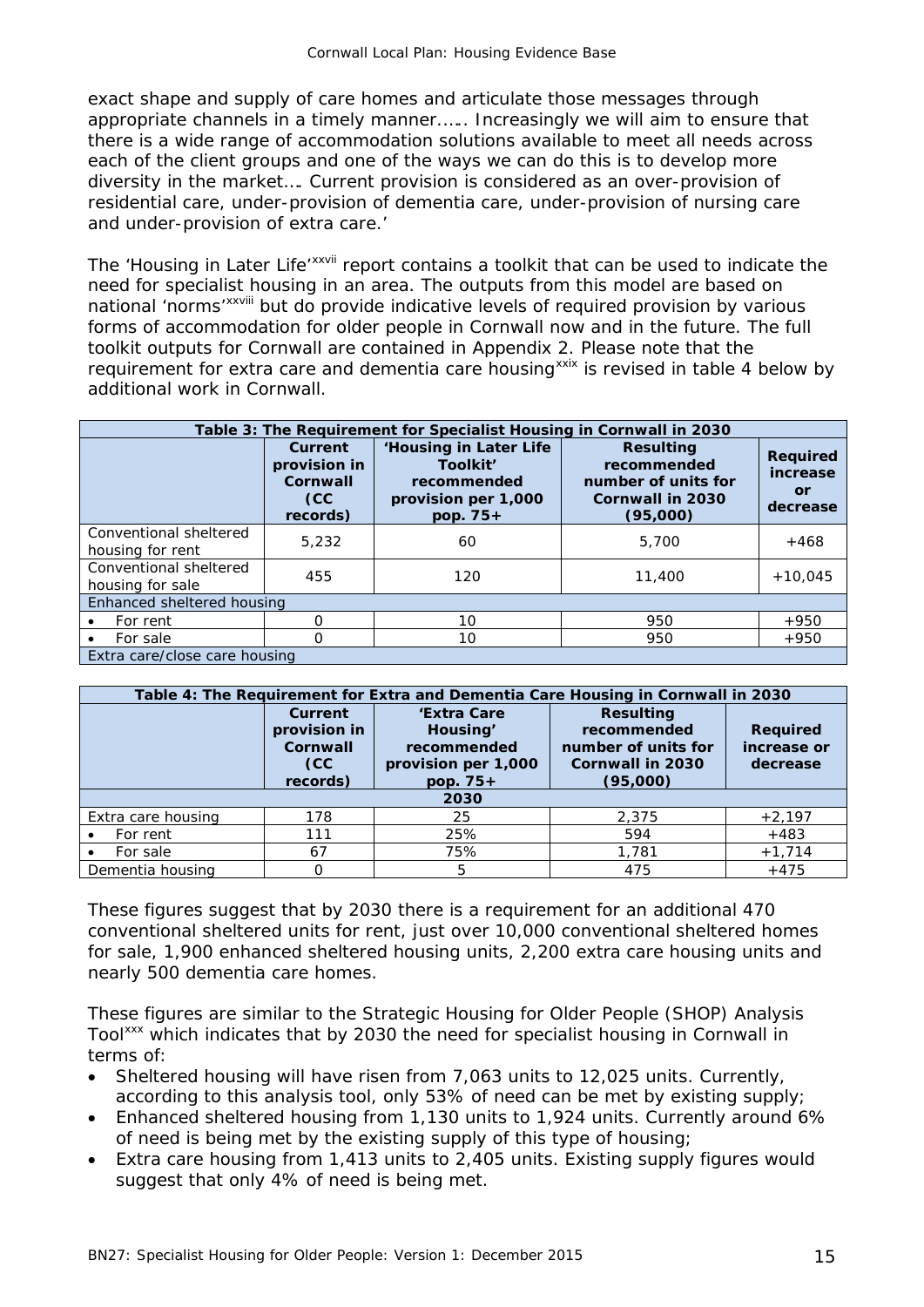exact shape and supply of care homes and articulate those messages through appropriate channels in a timely manner…… Increasingly we will aim to ensure that there is a wide range of accommodation solutions available to meet all needs across each of the client groups and one of the ways we can do this is to develop more diversity in the market…. Current provision is considered as an over-provision of residential care, under-provision of dementia care, under-provision of nursing care and under-provision of extra care.'

The 'Housing in Later Life'[xxvii] report contains a toolkit that can be used to indicate the need for specialist housing in an area. The outputs from this model are based on national 'norms'[xxviii] but do provide indicative levels of required provision by various forms of accommodation for older people in Cornwall now and in the future. The full toolkit outputs for Cornwall are contained in Appendix 2. Please note that the requirement for extra care and dementia care housing[xxix] is revised in table 4 below by additional work in Cornwall.

**Table 3: The Requirement for Specialist Housing in Cornwall in 2030**

| | Current provision in Cornwall (CC records) | 'Housing in Later Life Toolkit' recommended provision per 1,000 pop. 75+ | Resulting recommended number of units for Cornwall in 2030 (95,000) | Required increase or decrease |
|---|---|---|---|---|
| Conventional sheltered housing for rent | 5,232 | 60 | 5,700 | +468 |
| Conventional sheltered housing for sale | 455 | 120 | 11,400 | +10,045 |
| Enhanced sheltered housing | | | | |
| • For rent | 0 | 10 | 950 | +950 |
| • For sale | 0 | 10 | 950 | +950 |
| Extra care/close care housing | | | | |

**Table 4: The Requirement for Extra and Dementia Care Housing in Cornwall in 2030**

| | Current provision in Cornwall (CC records) | 'Extra Care Housing' recommended provision per 1,000 pop. 75+ | Resulting recommended number of units for Cornwall in 2030 (95,000) | Required increase or decrease |
|---|---|---|---|---|
| **2030** | | | | |
| Extra care housing | 178 | 25 | 2,375 | +2,197 |
| • For rent | 111 | 25% | 594 | +483 |
| • For sale | 67 | 75% | 1,781 | +1,714 |
| Dementia housing | 0 | 5 | 475 | +475 |

These figures suggest that by 2030 there is a requirement for an additional 470 conventional sheltered units for rent, just over 10,000 conventional sheltered homes for sale, 1,900 enhanced sheltered housing units, 2,200 extra care housing units and nearly 500 dementia care homes.

These figures are similar to the Strategic Housing for Older People (SHOP) Analysis Tool[xxx] which indicates that by 2030 the need for specialist housing in Cornwall in terms of:

- Sheltered housing will have risen from 7,063 units to 12,025 units. Currently, according to this analysis tool, only 53% of need can be met by existing supply;
- Enhanced sheltered housing from 1,130 units to 1,924 units. Currently around 6% of need is being met by the existing supply of this type of housing;
- Extra care housing from 1,413 units to 2,405 units. Existing supply figures would suggest that only 4% of need is being met.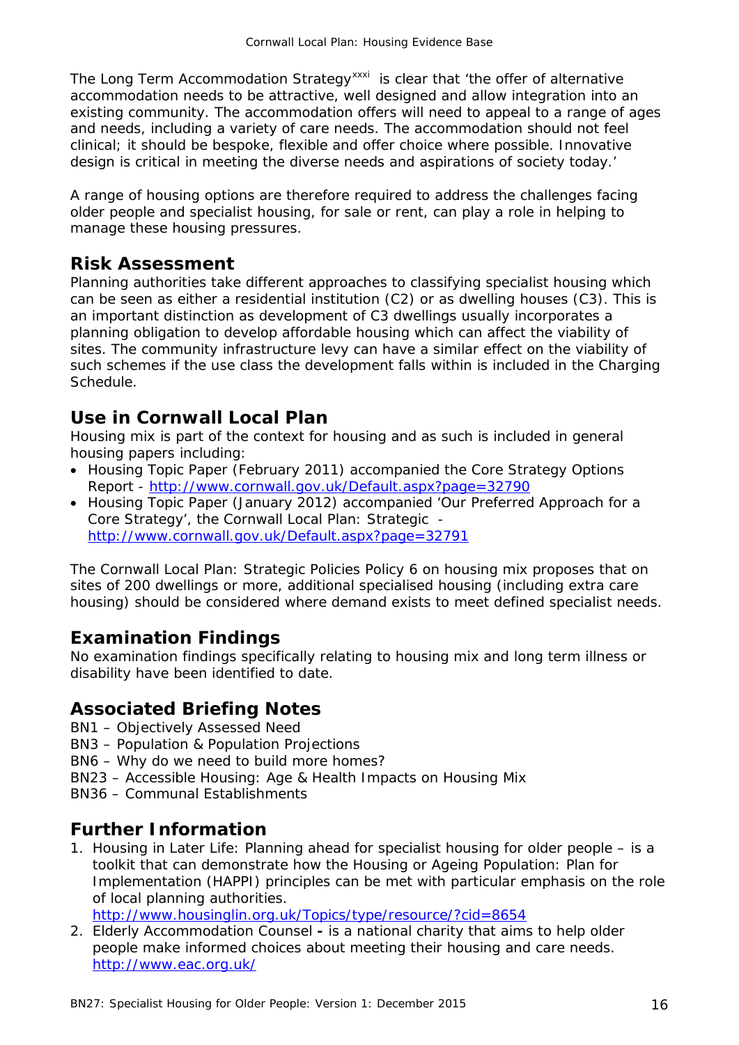The Long Term Accommodation Strategy[xxxi] is clear that 'the offer of alternative accommodation needs to be attractive, well designed and allow integration into an existing community. The accommodation offers will need to appeal to a range of ages and needs, including a variety of care needs. The accommodation should not feel clinical; it should be bespoke, flexible and offer choice where possible. Innovative design is critical in meeting the diverse needs and aspirations of society today.'

A range of housing options are therefore required to address the challenges facing older people and specialist housing, for sale or rent, can play a role in helping to manage these housing pressures.

## Risk Assessment

Planning authorities take different approaches to classifying specialist housing which can be seen as either a residential institution (C2) or as dwelling houses (C3). This is an important distinction as development of C3 dwellings usually incorporates a planning obligation to develop affordable housing which can affect the viability of sites. The community infrastructure levy can have a similar effect on the viability of such schemes if the use class the development falls within is included in the Charging Schedule.

## Use in Cornwall Local Plan

Housing mix is part of the context for housing and as such is included in general housing papers including:

- Housing Topic Paper (February 2011) accompanied the Core Strategy Options Report - http://www.cornwall.gov.uk/Default.aspx?page=32790
- Housing Topic Paper (January 2012) accompanied 'Our Preferred Approach for a Core Strategy', the Cornwall Local Plan: Strategic - http://www.cornwall.gov.uk/Default.aspx?page=32791

The Cornwall Local Plan: Strategic Policies Policy 6 on housing mix proposes that on sites of 200 dwellings or more, additional specialised housing (including extra care housing) should be considered where demand exists to meet defined specialist needs.

## Examination Findings

No examination findings specifically relating to housing mix and long term illness or disability have been identified to date.

## Associated Briefing Notes

BN1 – Objectively Assessed Need
BN3 – Population & Population Projections
BN6 – Why do we need to build more homes?
BN23 – Accessible Housing: Age & Health Impacts on Housing Mix
BN36 – Communal Establishments

## Further Information

1. Housing in Later Life: Planning ahead for specialist housing for older people – is a toolkit that can demonstrate how the Housing or Ageing Population: Plan for Implementation (HAPPI) principles can be met with particular emphasis on the role of local planning authorities.
   http://www.housinglin.org.uk/Topics/type/resource/?cid=8654
2. Elderly Accommodation Counsel **-** is a national charity that aims to help older people make informed choices about meeting their housing and care needs.
   http://www.eac.org.uk/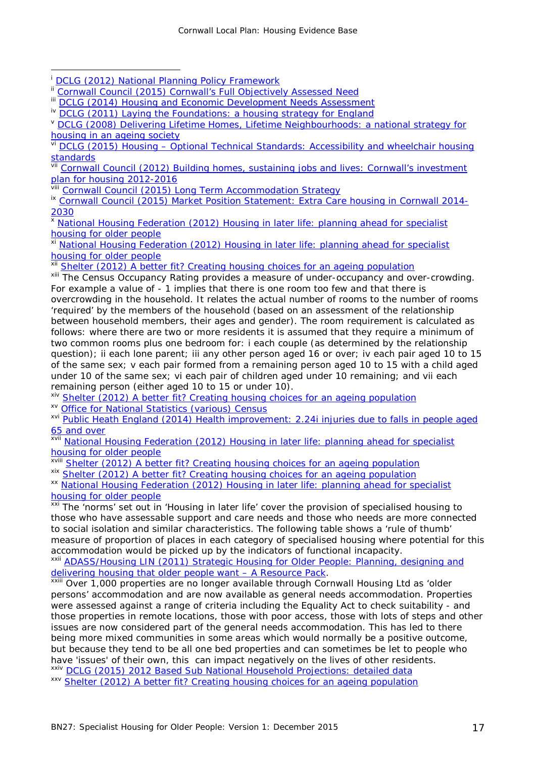[i] DCLG (2012) National Planning Policy Framework

[ii] Cornwall Council (2015) Cornwall's Full Objectively Assessed Need

[iii] DCLG (2014) Housing and Economic Development Needs Assessment

[iv] DCLG (2011) Laying the Foundations: a housing strategy for England

[v] DCLG (2008) Delivering Lifetime Homes, Lifetime Neighbourhoods: a national strategy for housing in an ageing society

[vi] DCLG (2015) Housing – Optional Technical Standards: Accessibility and wheelchair housing standards

[vii] Cornwall Council (2012) Building homes, sustaining jobs and lives: Cornwall's investment plan for housing 2012-2016

[viii] Cornwall Council (2015) Long Term Accommodation Strategy

[ix] Cornwall Council (2015) Market Position Statement: Extra Care housing in Cornwall 2014-2030

[x] National Housing Federation (2012) Housing in later life: planning ahead for specialist housing for older people

[xi] National Housing Federation (2012) Housing in later life: planning ahead for specialist housing for older people

[xii] Shelter (2012) A better fit? Creating housing choices for an ageing population

[xiii] The Census Occupancy Rating provides a measure of under-occupancy and over-crowding. For example a value of - 1 implies that there is one room too few and that there is overcrowding in the household. It relates the actual number of rooms to the number of rooms 'required' by the members of the household (based on an assessment of the relationship between household members, their ages and gender). The room requirement is calculated as follows: where there are two or more residents it is assumed that they require a minimum of two common rooms plus one bedroom for: i each couple (as determined by the relationship question); ii each lone parent; iii any other person aged 16 or over; iv each pair aged 10 to 15 of the same sex; v each pair formed from a remaining person aged 10 to 15 with a child aged under 10 of the same sex; vi each pair of children aged under 10 remaining; and vii each remaining person (either aged 10 to 15 or under 10).

[xiv] Shelter (2012) A better fit? Creating housing choices for an ageing population

[xv] Office for National Statistics (various) Census

[xvi] Public Heath England (2014) Health improvement: 2.24i injuries due to falls in people aged 65 and over

[xvii] National Housing Federation (2012) Housing in later life: planning ahead for specialist housing for older people

[xviii] Shelter (2012) A better fit? Creating housing choices for an ageing population

[xix] Shelter (2012) A better fit? Creating housing choices for an ageing population

[xx] National Housing Federation (2012) Housing in later life: planning ahead for specialist housing for older people

[xxi] The 'norms' set out in 'Housing in later life' cover the provision of specialised housing to those who have assessable support and care needs and those who needs are more connected to social isolation and similar characteristics. The following table shows a 'rule of thumb' measure of proportion of places in each category of specialised housing where potential for this accommodation would be picked up by the indicators of functional incapacity.

[xxii] ADASS/Housing LIN (2011) Strategic Housing for Older People: Planning, designing and delivering housing that older people want – A Resource Pack.

[xxiii] Over 1,000 properties are no longer available through Cornwall Housing Ltd as 'older persons' accommodation and are now available as general needs accommodation. Properties were assessed against a range of criteria including the Equality Act to check suitability - and those properties in remote locations, those with poor access, those with lots of steps and other issues are now considered part of the general needs accommodation. This has led to there being more mixed communities in some areas which would normally be a positive outcome, but because they tend to be all one bed properties and can sometimes be let to people who have 'issues' of their own, this can impact negatively on the lives of other residents.

[xxiv] DCLG (2015) 2012 Based Sub National Household Projections: detailed data

[xxv] Shelter (2012) A better fit? Creating housing choices for an ageing population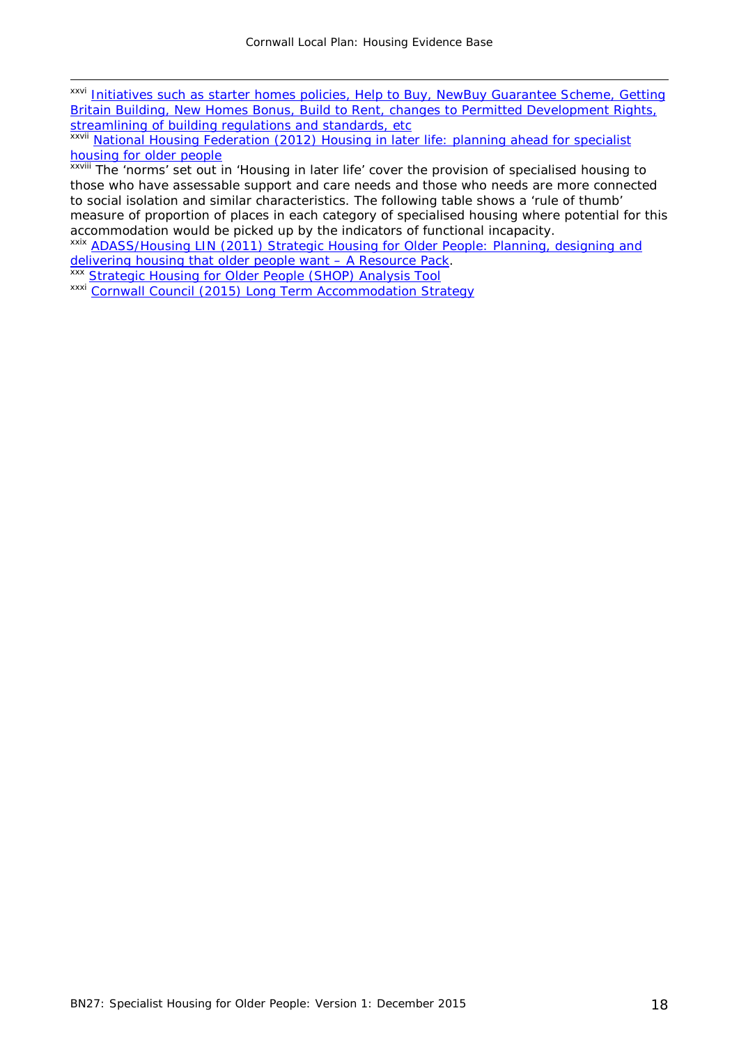[xxvi] Initiatives such as starter homes policies, Help to Buy, NewBuy Guarantee Scheme, Getting Britain Building, New Homes Bonus, Build to Rent, changes to Permitted Development Rights, streamlining of building regulations and standards, etc

[xxvii] National Housing Federation (2012) Housing in later life: planning ahead for specialist housing for older people

[xxviii] The 'norms' set out in 'Housing in later life' cover the provision of specialised housing to those who have assessable support and care needs and those who needs are more connected to social isolation and similar characteristics. The following table shows a 'rule of thumb' measure of proportion of places in each category of specialised housing where potential for this accommodation would be picked up by the indicators of functional incapacity.

[xxix] ADASS/Housing LIN (2011) Strategic Housing for Older People: Planning, designing and delivering housing that older people want – A Resource Pack.

[xxx] Strategic Housing for Older People (SHOP) Analysis Tool

[xxxi] Cornwall Council (2015) Long Term Accommodation Strategy